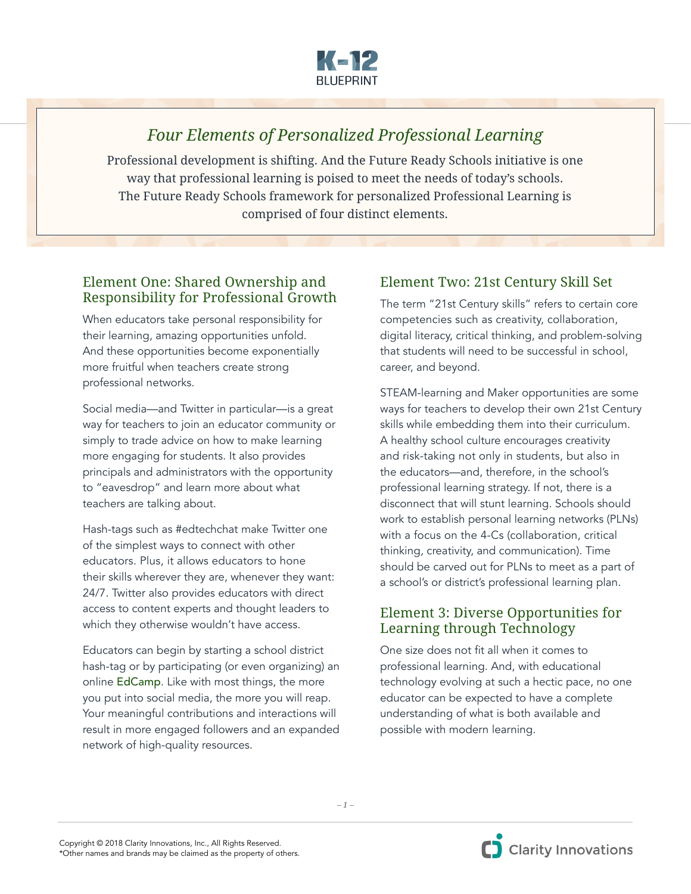K-12 BLUEPRINT

# *Four Elements of Personalized Professional Learning*

Professional development is shifting. And the Future Ready Schools initiative is one way that professional learning is poised to meet the needs of today's schools. The Future Ready Schools framework for personalized Professional Learning is comprised of four distinct elements.

## Element One: Shared Ownership and Responsibility for Professional Growth

When educators take personal responsibility for their learning, amazing opportunities unfold. And these opportunities become exponentially more fruitful when teachers create strong professional networks.

Social media—and Twitter in particular—is a great way for teachers to join an educator community or simply to trade advice on how to make learning more engaging for students. It also provides principals and administrators with the opportunity to "eavesdrop" and learn more about what teachers are talking about.

Hash-tags such as #edtechchat make Twitter one of the simplest ways to connect with other educators. Plus, it allows educators to hone their skills wherever they are, whenever they want: 24/7. Twitter also provides educators with direct access to content experts and thought leaders to which they otherwise wouldn't have access.

Educators can begin by starting a school district hash-tag or by participating (or even organizing) an online EdCamp. Like with most things, the more you put into social media, the more you will reap. Your meaningful contributions and interactions will result in more engaged followers and an expanded network of high-quality resources.

## Element Two: 21st Century Skill Set

The term "21st Century skills" refers to certain core competencies such as creativity, collaboration, digital literacy, critical thinking, and problem-solving that students will need to be successful in school, career, and beyond.

STEAM-learning and Maker opportunities are some ways for teachers to develop their own 21st Century skills while embedding them into their curriculum. A healthy school culture encourages creativity and risk-taking not only in students, but also in the educators—and, therefore, in the school's professional learning strategy. If not, there is a disconnect that will stunt learning. Schools should work to establish personal learning networks (PLNs) with a focus on the 4-Cs (collaboration, critical thinking, creativity, and communication). Time should be carved out for PLNs to meet as a part of a school's or district's professional learning plan.

## Element 3: Diverse Opportunities for Learning through Technology

One size does not fit all when it comes to professional learning. And, with educational technology evolving at such a hectic pace, no one educator can be expected to have a complete understanding of what is both available and possible with modern learning.

Copyright © 2018 Clarity Innovations, Inc., All Rights Reserved.
*Other names and brands may be claimed as the property of others.

Clarity Innovations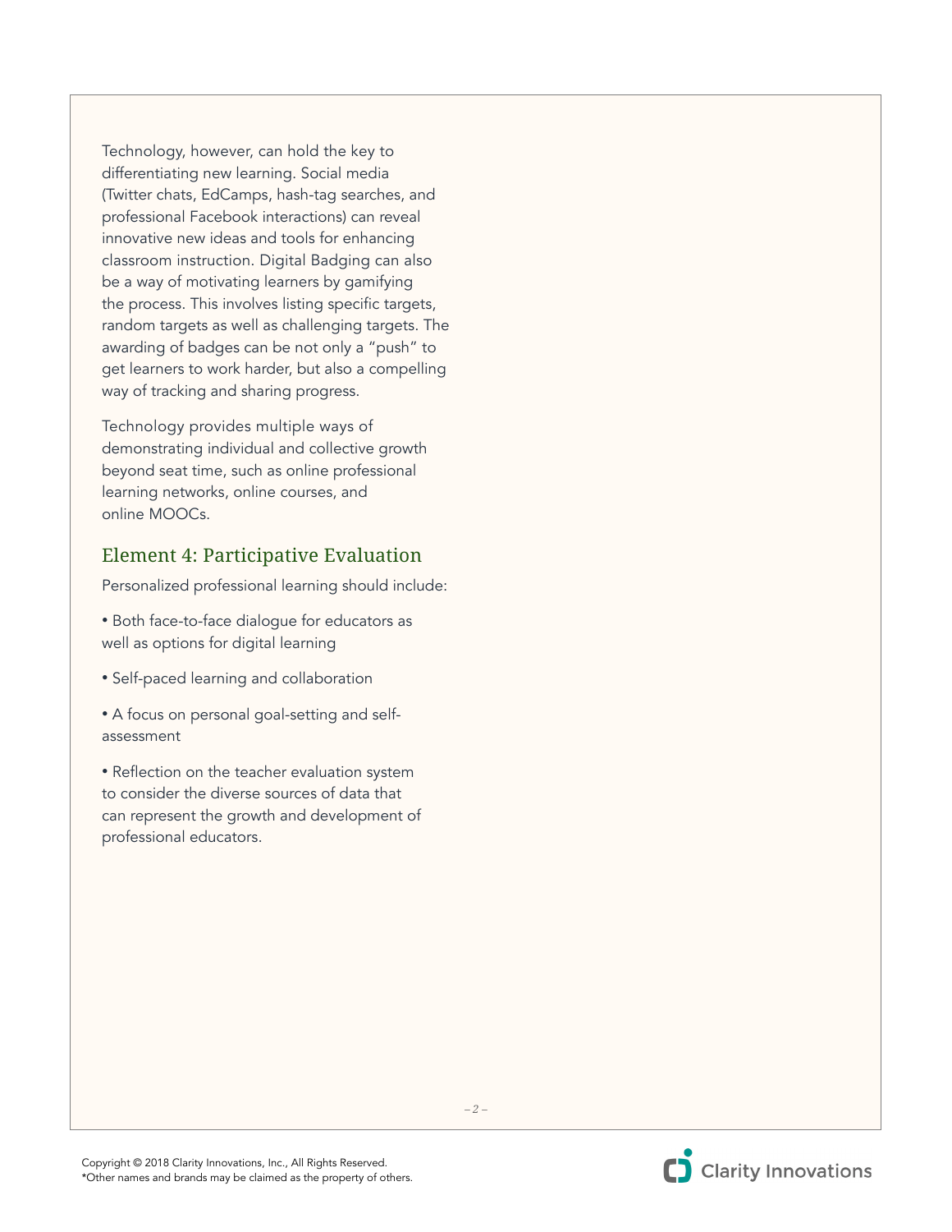Technology, however, can hold the key to differentiating new learning. Social media (Twitter chats, EdCamps, hash-tag searches, and professional Facebook interactions) can reveal innovative new ideas and tools for enhancing classroom instruction. Digital Badging can also be a way of motivating learners by gamifying the process. This involves listing specific targets, random targets as well as challenging targets. The awarding of badges can be not only a "push" to get learners to work harder, but also a compelling way of tracking and sharing progress.

Technology provides multiple ways of demonstrating individual and collective growth beyond seat time, such as online professional learning networks, online courses, and online MOOCs.

## Element 4: Participative Evaluation

Personalized professional learning should include:

- Both face-to-face dialogue for educators as well as options for digital learning
- Self-paced learning and collaboration
- A focus on personal goal-setting and self-assessment
- Reflection on the teacher evaluation system to consider the diverse sources of data that can represent the growth and development of professional educators.

Copyright © 2018 Clarity Innovations, Inc., All Rights Reserved.
*Other names and brands may be claimed as the property of others.

Clarity Innovations